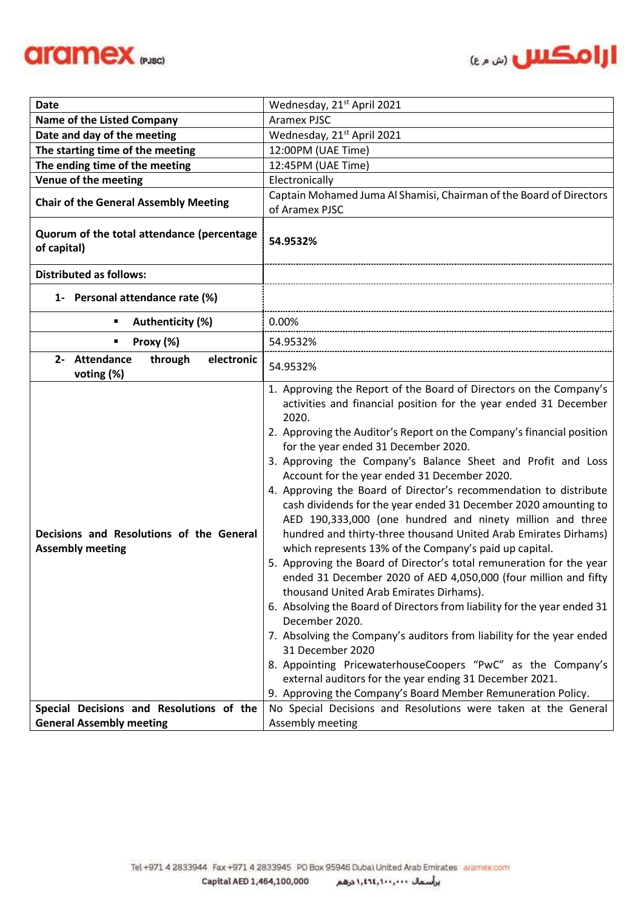aramex (PJSC)

ارامكس (ش م ع)

| | |
|---|---|
| **Date** | Wednesday, 21st April 2021 |
| **Name of the Listed Company** | Aramex PJSC |
| **Date and day of the meeting** | Wednesday, 21st April 2021 |
| **The starting time of the meeting** | 12:00PM (UAE Time) |
| **The ending time of the meeting** | 12:45PM (UAE Time) |
| **Venue of the meeting** | Electronically |
| **Chair of the General Assembly Meeting** | Captain Mohamed Juma Al Shamisi, Chairman of the Board of Directors of Aramex PJSC |
| **Quorum of the total attendance (percentage of capital)** | **54.9532%** |
| **Distributed as follows:** | |
| **1- Personal attendance rate (%)** | |
| ▪ **Authenticity (%)** | 0.00% |
| ▪ **Proxy (%)** | 54.9532% |
| **2- Attendance through electronic voting (%)** | 54.9532% |
| **Decisions and Resolutions of the General Assembly meeting** | 1. Approving the Report of the Board of Directors on the Company's activities and financial position for the year ended 31 December 2020.<br>2. Approving the Auditor's Report on the Company's financial position for the year ended 31 December 2020.<br>3. Approving the Company's Balance Sheet and Profit and Loss Account for the year ended 31 December 2020.<br>4. Approving the Board of Director's recommendation to distribute cash dividends for the year ended 31 December 2020 amounting to AED 190,333,000 (one hundred and ninety million and three hundred and thirty-three thousand United Arab Emirates Dirhams) which represents 13% of the Company's paid up capital.<br>5. Approving the Board of Director's total remuneration for the year ended 31 December 2020 of AED 4,050,000 (four million and fifty thousand United Arab Emirates Dirhams).<br>6. Absolving the Board of Directors from liability for the year ended 31 December 2020.<br>7. Absolving the Company's auditors from liability for the year ended 31 December 2020<br>8. Appointing PricewaterhouseCoopers "PwC" as the Company's external auditors for the year ending 31 December 2021.<br>9. Approving the Company's Board Member Remuneration Policy. |
| **Special Decisions and Resolutions of the General Assembly meeting** | No Special Decisions and Resolutions were taken at the General Assembly meeting |

Tel +971 4 2833944 Fax +971 4 2833945 PO Box 95946 Dubai United Arab Emirates aramex.com

Capital AED 1,464,100,000 برأسمال ١,٤٦٤,١٠٠,٠٠٠ درهم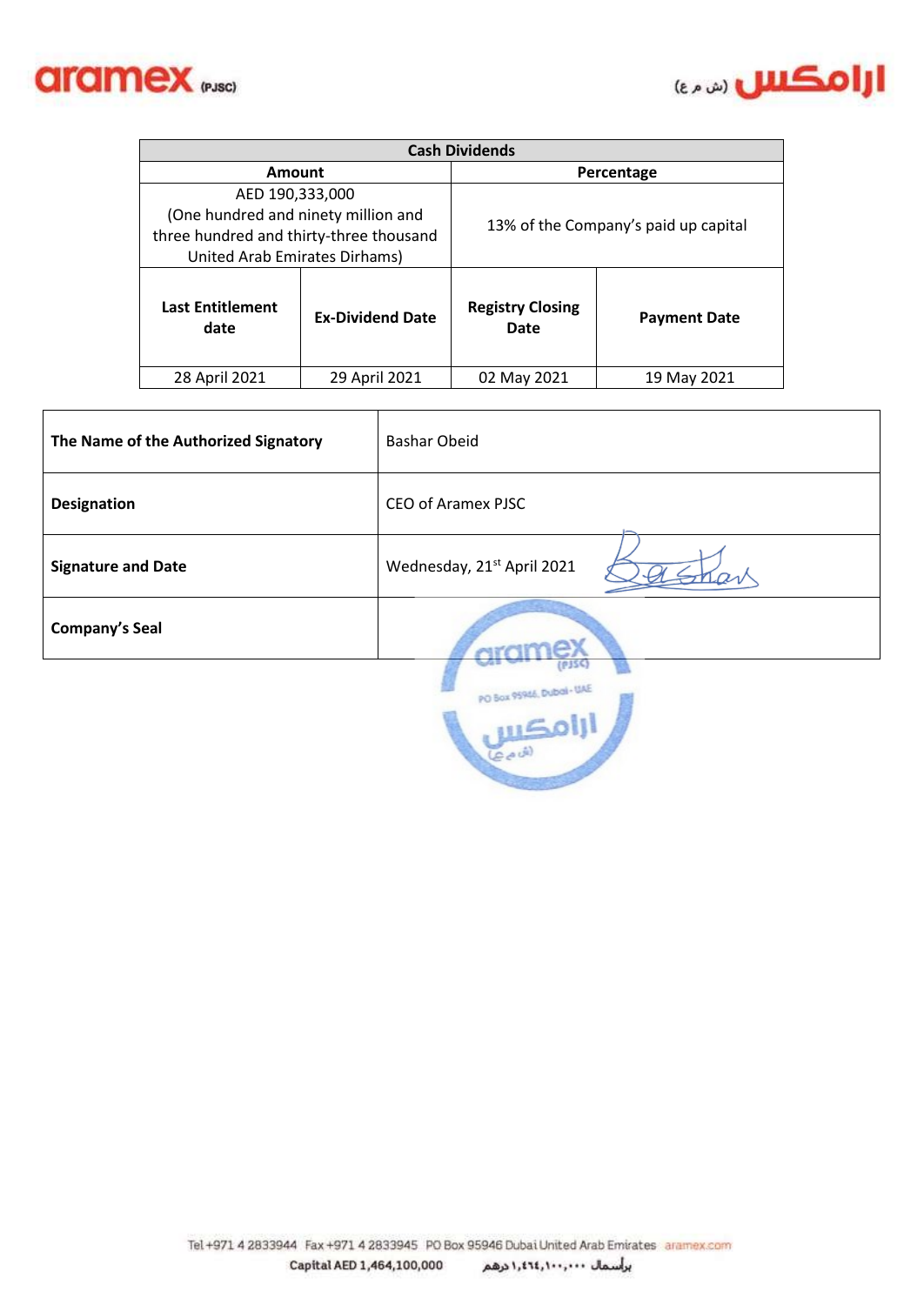| Cash Dividends | | | |
|---|---|---|---|
| Amount | | Percentage | |
| AED 190,333,000 (One hundred and ninety million and three hundred and thirty-three thousand United Arab Emirates Dirhams) | | 13% of the Company's paid up capital | |
| **Last Entitlement date** | **Ex-Dividend Date** | **Registry Closing Date** | **Payment Date** |
| 28 April 2021 | 29 April 2021 | 02 May 2021 | 19 May 2021 |

| | |
|---|---|
| **The Name of the Authorized Signatory** | Bashar Obeid |
| **Designation** | CEO of Aramex PJSC |
| **Signature and Date** | Wednesday, 21st April 2021 |
| **Company's Seal** | |